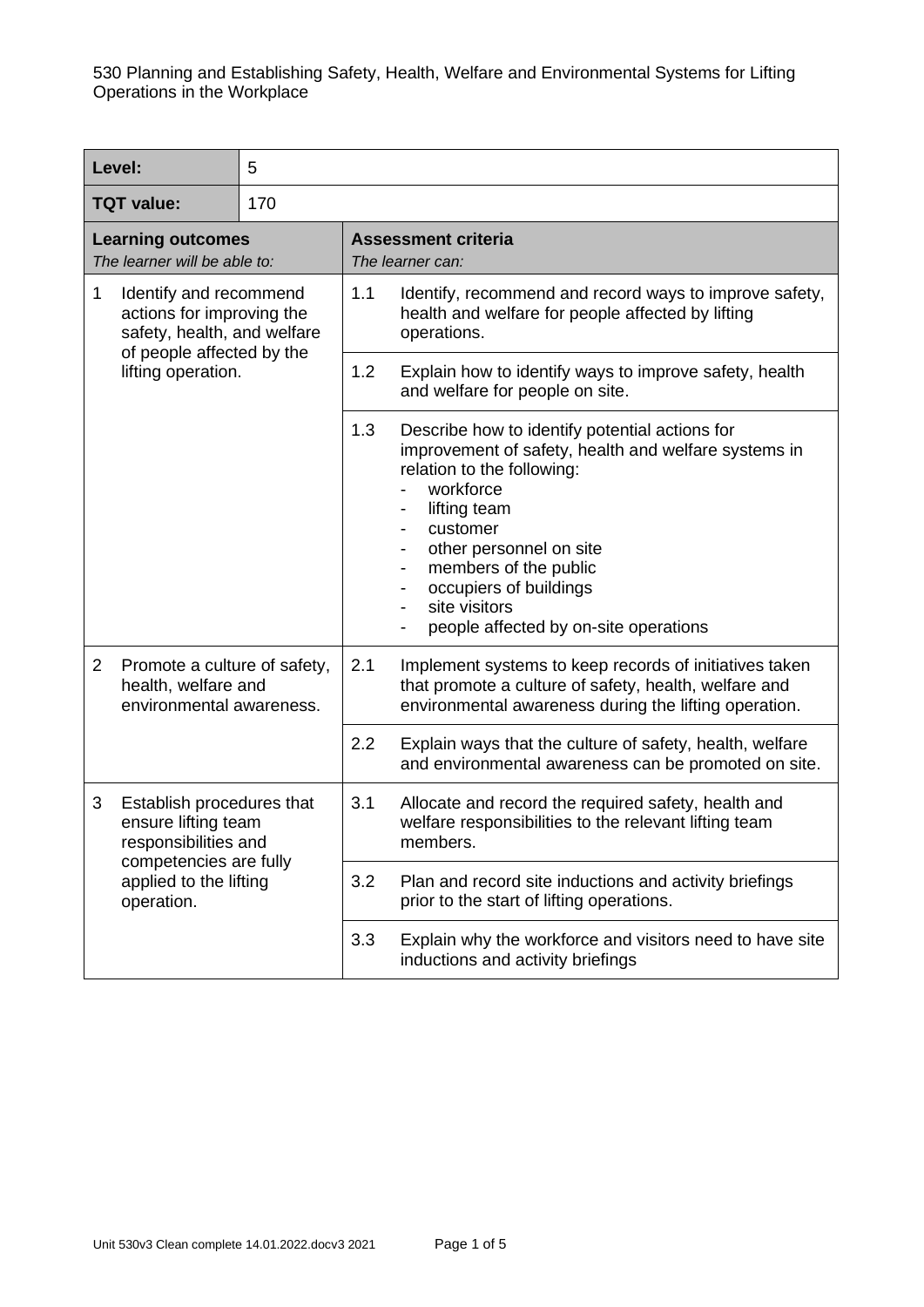530 Planning and Establishing Safety, Health, Welfare and Environmental Systems for Lifting Operations in the Workplace

| **Level:** | 5 | |
|---|---|---|
| **TQT value:** | 170 | |
| **Learning outcomes**<br>*The learner will be able to:* | | **Assessment criteria**<br>*The learner can:* |
| 1 Identify and recommend actions for improving the safety, health, and welfare of people affected by the lifting operation. | | 1.1 Identify, recommend and record ways to improve safety, health and welfare for people affected by lifting operations. |
| | | 1.2 Explain how to identify ways to improve safety, health and welfare for people on site. |
| | | 1.3 Describe how to identify potential actions for improvement of safety, health and welfare systems in relation to the following:<br>- workforce<br>- lifting team<br>- customer<br>- other personnel on site<br>- members of the public<br>- occupiers of buildings<br>- site visitors<br>- people affected by on-site operations |
| 2 Promote a culture of safety, health, welfare and environmental awareness. | | 2.1 Implement systems to keep records of initiatives taken that promote a culture of safety, health, welfare and environmental awareness during the lifting operation. |
| | | 2.2 Explain ways that the culture of safety, health, welfare and environmental awareness can be promoted on site. |
| 3 Establish procedures that ensure lifting team responsibilities and competencies are fully applied to the lifting operation. | | 3.1 Allocate and record the required safety, health and welfare responsibilities to the relevant lifting team members. |
| | | 3.2 Plan and record site inductions and activity briefings prior to the start of lifting operations. |
| | | 3.3 Explain why the workforce and visitors need to have site inductions and activity briefings |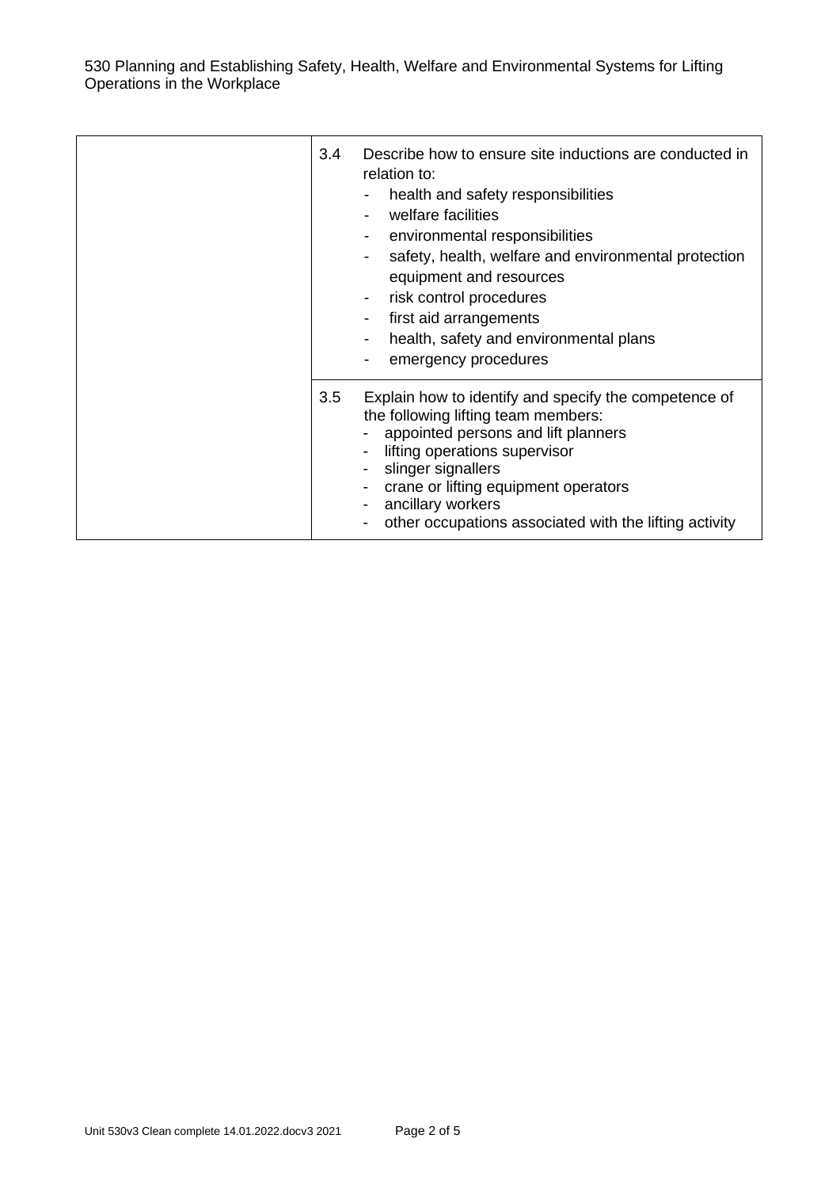| | |
|---|---|
| | 3.4 Describe how to ensure site inductions are conducted in relation to:<br>- health and safety responsibilities<br>- welfare facilities<br>- environmental responsibilities<br>- safety, health, welfare and environmental protection equipment and resources<br>- risk control procedures<br>- first aid arrangements<br>- health, safety and environmental plans<br>- emergency procedures |
| | 3.5 Explain how to identify and specify the competence of the following lifting team members:<br>- appointed persons and lift planners<br>- lifting operations supervisor<br>- slinger signallers<br>- crane or lifting equipment operators<br>- ancillary workers<br>- other occupations associated with the lifting activity |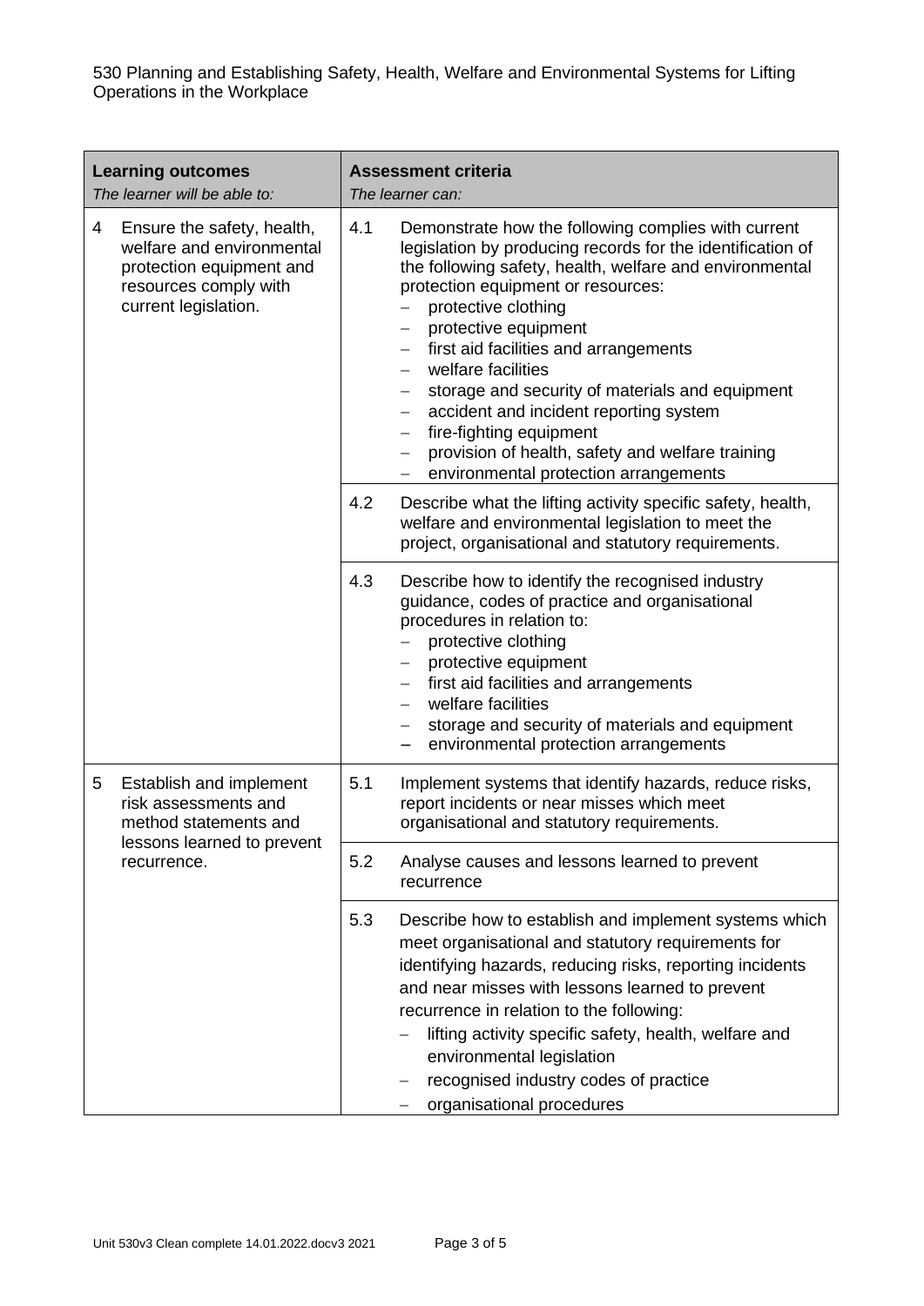530 Planning and Establishing Safety, Health, Welfare and Environmental Systems for Lifting Operations in the Workplace

| **Learning outcomes**<br>*The learner will be able to:* | **Assessment criteria**<br>*The learner can:* |
|---|---|
| 4 Ensure the safety, health, welfare and environmental protection equipment and resources comply with current legislation. | 4.1 Demonstrate how the following complies with current legislation by producing records for the identification of the following safety, health, welfare and environmental protection equipment or resources:<br>– protective clothing<br>– protective equipment<br>– first aid facilities and arrangements<br>– welfare facilities<br>– storage and security of materials and equipment<br>– accident and incident reporting system<br>– fire-fighting equipment<br>– provision of health, safety and welfare training<br>– environmental protection arrangements |
| | 4.2 Describe what the lifting activity specific safety, health, welfare and environmental legislation to meet the project, organisational and statutory requirements. |
| | 4.3 Describe how to identify the recognised industry guidance, codes of practice and organisational procedures in relation to:<br>– protective clothing<br>– protective equipment<br>– first aid facilities and arrangements<br>– welfare facilities<br>– storage and security of materials and equipment<br>– environmental protection arrangements |
| 5 Establish and implement risk assessments and method statements and lessons learned to prevent recurrence. | 5.1 Implement systems that identify hazards, reduce risks, report incidents or near misses which meet organisational and statutory requirements. |
| | 5.2 Analyse causes and lessons learned to prevent recurrence |
| | 5.3 Describe how to establish and implement systems which meet organisational and statutory requirements for identifying hazards, reducing risks, reporting incidents and near misses with lessons learned to prevent recurrence in relation to the following:<br>– lifting activity specific safety, health, welfare and environmental legislation<br>– recognised industry codes of practice<br>– organisational procedures |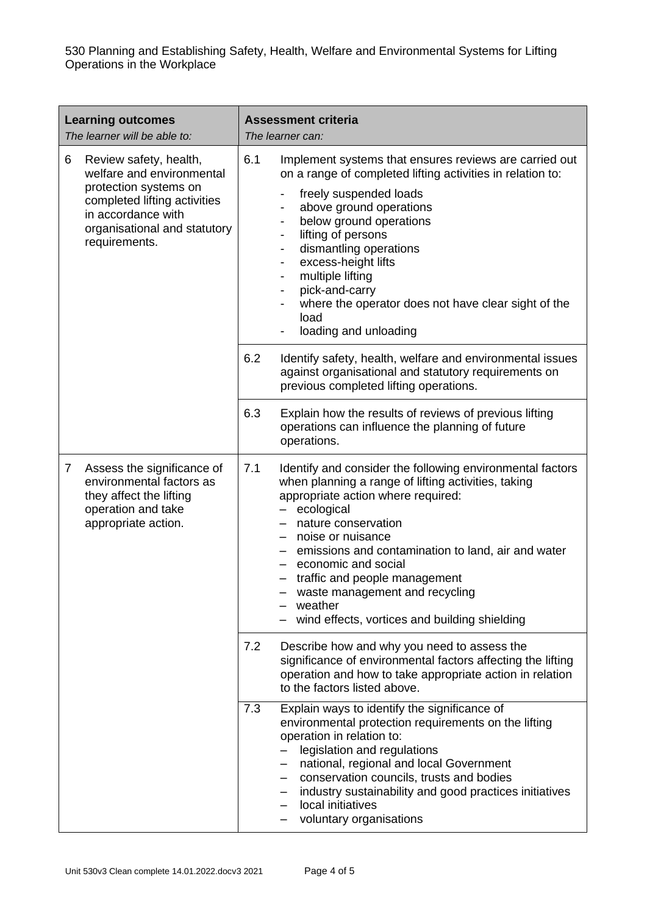| **Learning outcomes**<br>*The learner will be able to:* | **Assessment criteria**<br>*The learner can:* |
|---|---|
| 6 Review safety, health, welfare and environmental protection systems on completed lifting activities in accordance with organisational and statutory requirements. | 6.1 Implement systems that ensures reviews are carried out on a range of completed lifting activities in relation to:<br>- freely suspended loads<br>- above ground operations<br>- below ground operations<br>- lifting of persons<br>- dismantling operations<br>- excess-height lifts<br>- multiple lifting<br>- pick-and-carry<br>- where the operator does not have clear sight of the load<br>- loading and unloading |
| | 6.2 Identify safety, health, welfare and environmental issues against organisational and statutory requirements on previous completed lifting operations. |
| | 6.3 Explain how the results of reviews of previous lifting operations can influence the planning of future operations. |
| 7 Assess the significance of environmental factors as they affect the lifting operation and take appropriate action. | 7.1 Identify and consider the following environmental factors when planning a range of lifting activities, taking appropriate action where required:<br>– ecological<br>– nature conservation<br>– noise or nuisance<br>– emissions and contamination to land, air and water<br>– economic and social<br>– traffic and people management<br>– waste management and recycling<br>– weather<br>– wind effects, vortices and building shielding |
| | 7.2 Describe how and why you need to assess the significance of environmental factors affecting the lifting operation and how to take appropriate action in relation to the factors listed above. |
| | 7.3 Explain ways to identify the significance of environmental protection requirements on the lifting operation in relation to:<br>– legislation and regulations<br>– national, regional and local Government<br>– conservation councils, trusts and bodies<br>– industry sustainability and good practices initiatives<br>– local initiatives<br>– voluntary organisations |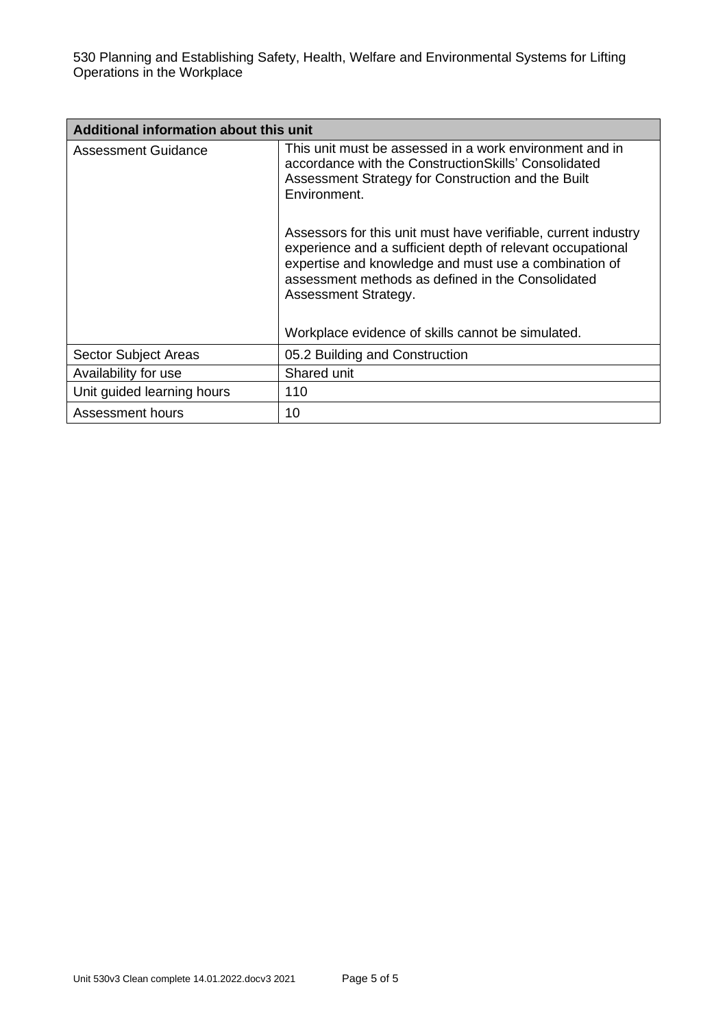| Additional information about this unit | |
|---|---|
| Assessment Guidance | This unit must be assessed in a work environment and in accordance with the ConstructionSkills' Consolidated Assessment Strategy for Construction and the Built Environment.<br><br>Assessors for this unit must have verifiable, current industry experience and a sufficient depth of relevant occupational expertise and knowledge and must use a combination of assessment methods as defined in the Consolidated Assessment Strategy.<br><br>Workplace evidence of skills cannot be simulated. |
| Sector Subject Areas | 05.2 Building and Construction |
| Availability for use | Shared unit |
| Unit guided learning hours | 110 |
| Assessment hours | 10 |